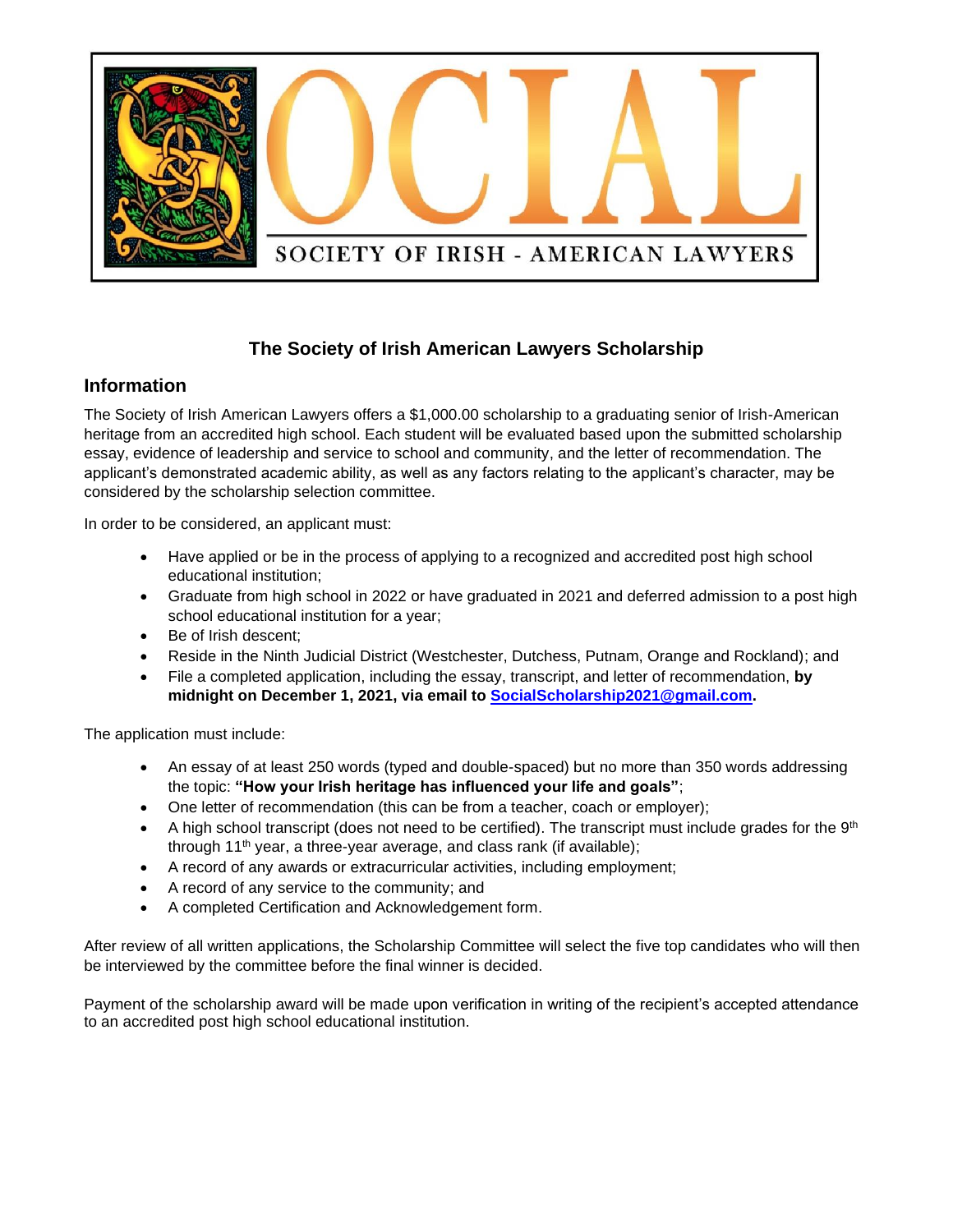SOCIAL

SOCIETY OF IRISH - AMERICAN LAWYERS

## The Society of Irish American Lawyers Scholarship

### Information

The Society of Irish American Lawyers offers a $1,000.00 scholarship to a graduating senior of Irish-American heritage from an accredited high school. Each student will be evaluated based upon the submitted scholarship essay, evidence of leadership and service to school and community, and the letter of recommendation. The applicant's demonstrated academic ability, as well as any factors relating to the applicant's character, may be considered by the scholarship selection committee.

In order to be considered, an applicant must:

- Have applied or be in the process of applying to a recognized and accredited post high school educational institution;
- Graduate from high school in 2022 or have graduated in 2021 and deferred admission to a post high school educational institution for a year;
- Be of Irish descent;
- Reside in the Ninth Judicial District (Westchester, Dutchess, Putnam, Orange and Rockland); and
- File a completed application, including the essay, transcript, and letter of recommendation, **by midnight on December 1, 2021, via email to SocialScholarship2021@gmail.com.**

The application must include:

- An essay of at least 250 words (typed and double-spaced) but no more than 350 words addressing the topic: **"How your Irish heritage has influenced your life and goals"**;
- One letter of recommendation (this can be from a teacher, coach or employer);
- A high school transcript (does not need to be certified). The transcript must include grades for the 9th through 11th year, a three-year average, and class rank (if available);
- A record of any awards or extracurricular activities, including employment;
- A record of any service to the community; and
- A completed Certification and Acknowledgement form.

After review of all written applications, the Scholarship Committee will select the five top candidates who will then be interviewed by the committee before the final winner is decided.

Payment of the scholarship award will be made upon verification in writing of the recipient's accepted attendance to an accredited post high school educational institution.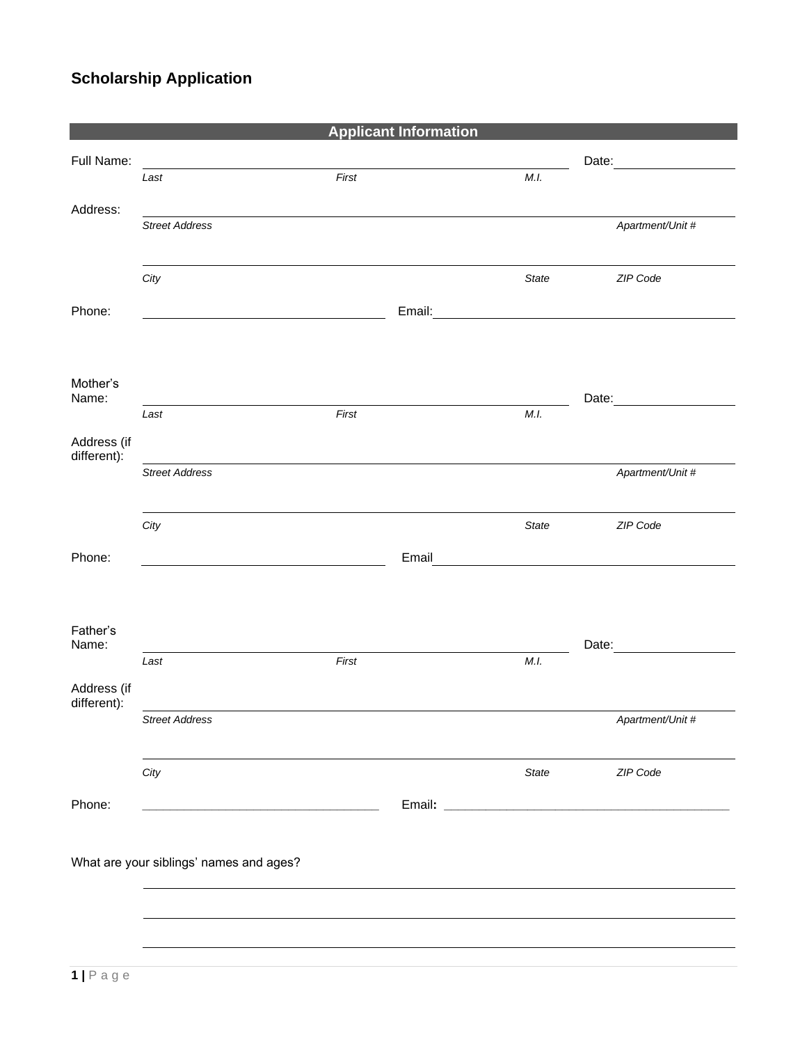# Scholarship Application

## Applicant Information

Full Name: ______________________________________________ Date: ______________

*Last* *First* *M.I.*

Address: ________________________________________________________________

*Street Address* *Apartment/Unit #*

________________________________________________________________

*City* *State* *ZIP Code*

Phone: ________________________ Email: ________________________________

Mother's Name: ______________________________________________ Date: ______________

*Last* *First* *M.I.*

Address (if different): ________________________________________________________________

*Street Address* *Apartment/Unit #*

________________________________________________________________

*City* *State* *ZIP Code*

Phone: ________________________ Email ________________________________

Father's Name: ______________________________________________ Date: ______________

*Last* *First* *M.I.*

Address (if different): ________________________________________________________________

*Street Address* *Apartment/Unit #*

________________________________________________________________

*City* *State* *ZIP Code*

Phone: ________________________ Email: ________________________________

What are your siblings' names and ages?

________________________________________________________________

________________________________________________________________

________________________________________________________________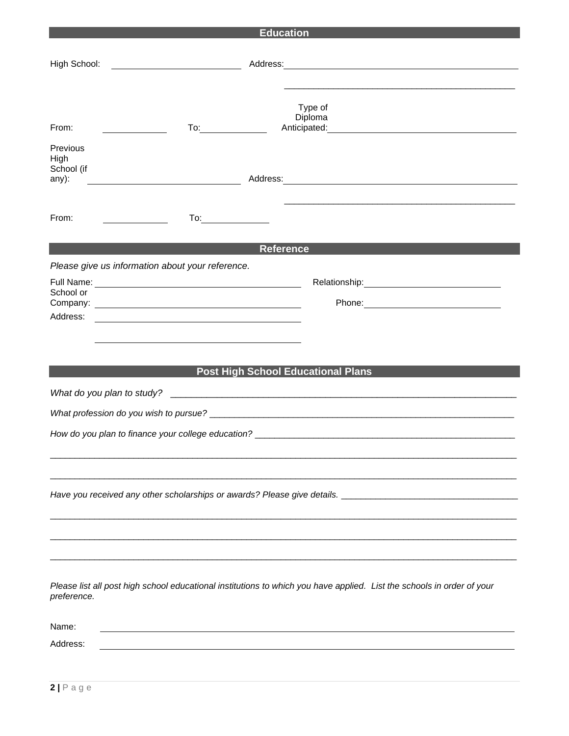## Education

High School: ______________________ Address: ____________________________________________

____________________________________________

From: ____________ To: ____________ Type of Diploma Anticipated: ____________________________________

Previous High School (if any): ______________________ Address: ____________________________________________

____________________________________________

From: ____________ To: ____________

## Reference

*Please give us information about your reference.*

Full Name: ______________________________________ Relationship: __________________________

School or Company: ______________________________________ Phone: __________________________

Address: ______________________________________

______________________________________

## Post High School Educational Plans

*What do you plan to study?* ______________________________________________________________

*What profession do you wish to pursue?* ______________________________________________________________

*How do you plan to finance your college education?* ______________________________________________________

______________________________________________________________________________________________

______________________________________________________________________________________________

*Have you received any other scholarships or awards? Please give details.* ___________________________________

______________________________________________________________________________________________

______________________________________________________________________________________________

______________________________________________________________________________________________

*Please list all post high school educational institutions to which you have applied. List the schools in order of your preference.*

Name: ______________________________________________________________________________

Address: ______________________________________________________________________________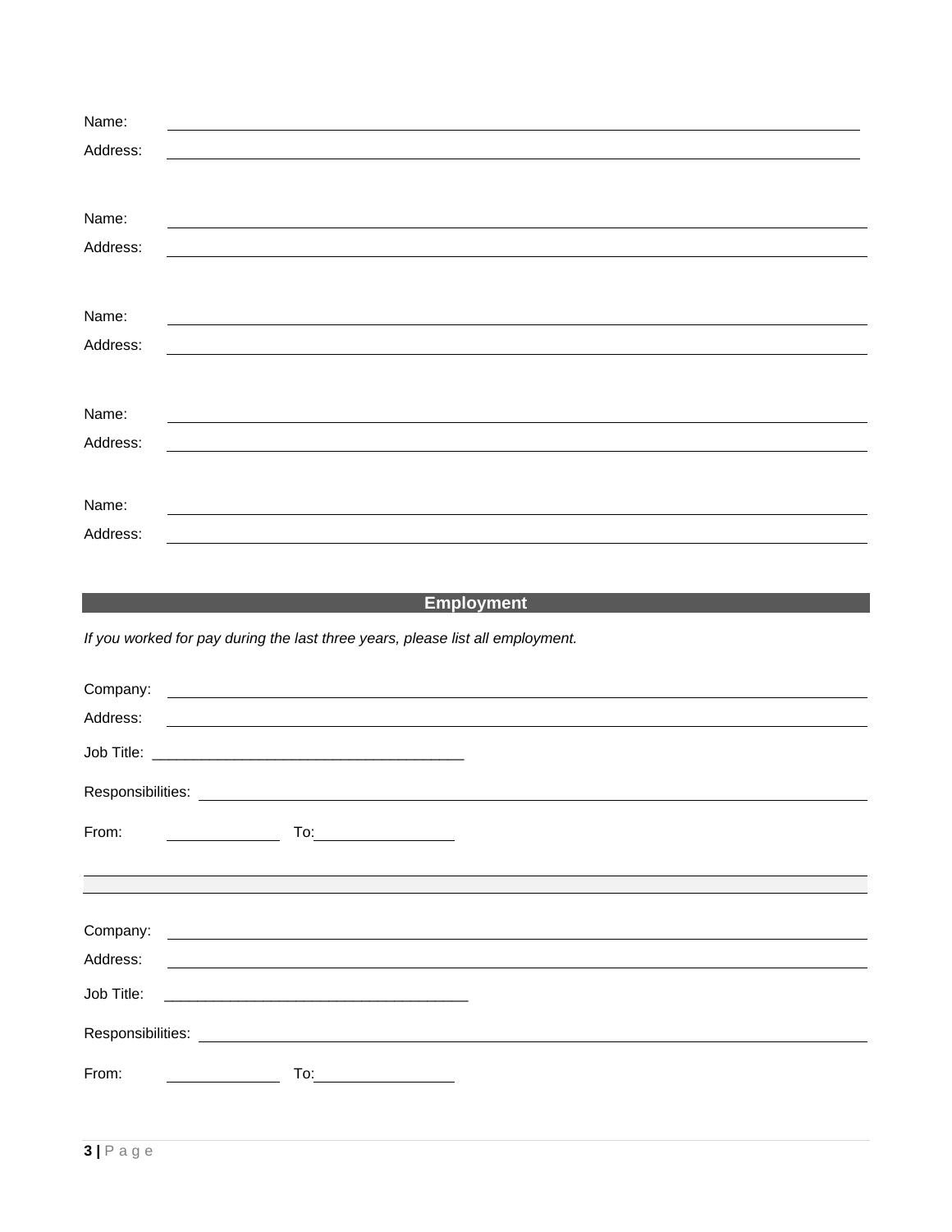Name: \_\_\_\_\_\_\_\_\_\_\_\_\_\_\_\_\_\_\_\_\_\_\_\_\_\_\_\_\_\_\_\_\_\_\_\_\_\_\_\_\_\_\_\_\_\_\_\_\_\_\_\_\_\_\_\_\_\_\_\_

Address: \_\_\_\_\_\_\_\_\_\_\_\_\_\_\_\_\_\_\_\_\_\_\_\_\_\_\_\_\_\_\_\_\_\_\_\_\_\_\_\_\_\_\_\_\_\_\_\_\_\_\_\_\_\_\_\_\_\_\_\_

Name: \_\_\_\_\_\_\_\_\_\_\_\_\_\_\_\_\_\_\_\_\_\_\_\_\_\_\_\_\_\_\_\_\_\_\_\_\_\_\_\_\_\_\_\_\_\_\_\_\_\_\_\_\_\_\_\_\_\_\_\_

Address: \_\_\_\_\_\_\_\_\_\_\_\_\_\_\_\_\_\_\_\_\_\_\_\_\_\_\_\_\_\_\_\_\_\_\_\_\_\_\_\_\_\_\_\_\_\_\_\_\_\_\_\_\_\_\_\_\_\_\_\_

Name: \_\_\_\_\_\_\_\_\_\_\_\_\_\_\_\_\_\_\_\_\_\_\_\_\_\_\_\_\_\_\_\_\_\_\_\_\_\_\_\_\_\_\_\_\_\_\_\_\_\_\_\_\_\_\_\_\_\_\_\_

Address: \_\_\_\_\_\_\_\_\_\_\_\_\_\_\_\_\_\_\_\_\_\_\_\_\_\_\_\_\_\_\_\_\_\_\_\_\_\_\_\_\_\_\_\_\_\_\_\_\_\_\_\_\_\_\_\_\_\_\_\_

Name: \_\_\_\_\_\_\_\_\_\_\_\_\_\_\_\_\_\_\_\_\_\_\_\_\_\_\_\_\_\_\_\_\_\_\_\_\_\_\_\_\_\_\_\_\_\_\_\_\_\_\_\_\_\_\_\_\_\_\_\_

Address: \_\_\_\_\_\_\_\_\_\_\_\_\_\_\_\_\_\_\_\_\_\_\_\_\_\_\_\_\_\_\_\_\_\_\_\_\_\_\_\_\_\_\_\_\_\_\_\_\_\_\_\_\_\_\_\_\_\_\_\_

Name: \_\_\_\_\_\_\_\_\_\_\_\_\_\_\_\_\_\_\_\_\_\_\_\_\_\_\_\_\_\_\_\_\_\_\_\_\_\_\_\_\_\_\_\_\_\_\_\_\_\_\_\_\_\_\_\_\_\_\_\_

Address: \_\_\_\_\_\_\_\_\_\_\_\_\_\_\_\_\_\_\_\_\_\_\_\_\_\_\_\_\_\_\_\_\_\_\_\_\_\_\_\_\_\_\_\_\_\_\_\_\_\_\_\_\_\_\_\_\_\_\_\_

## Employment

*If you worked for pay during the last three years, please list all employment.*

Company: \_\_\_\_\_\_\_\_\_\_\_\_\_\_\_\_\_\_\_\_\_\_\_\_\_\_\_\_\_\_\_\_\_\_\_\_\_\_\_\_\_\_\_\_\_\_\_\_\_\_\_\_\_\_\_\_\_\_\_\_

Address: \_\_\_\_\_\_\_\_\_\_\_\_\_\_\_\_\_\_\_\_\_\_\_\_\_\_\_\_\_\_\_\_\_\_\_\_\_\_\_\_\_\_\_\_\_\_\_\_\_\_\_\_\_\_\_\_\_\_\_\_

Job Title: \_\_\_\_\_\_\_\_\_\_\_\_\_\_\_\_\_\_\_\_\_\_\_\_\_\_\_\_\_\_\_\_\_\_\_\_\_\_

Responsibilities: \_\_\_\_\_\_\_\_\_\_\_\_\_\_\_\_\_\_\_\_\_\_\_\_\_\_\_\_\_\_\_\_\_\_\_\_\_\_\_\_\_\_\_\_\_\_\_\_\_\_\_\_\_\_\_\_

From: \_\_\_\_\_\_\_\_\_\_\_\_\_\_ To: \_\_\_\_\_\_\_\_\_\_\_\_\_\_\_\_\_\_

---

Company: \_\_\_\_\_\_\_\_\_\_\_\_\_\_\_\_\_\_\_\_\_\_\_\_\_\_\_\_\_\_\_\_\_\_\_\_\_\_\_\_\_\_\_\_\_\_\_\_\_\_\_\_\_\_\_\_\_\_\_\_

Address: \_\_\_\_\_\_\_\_\_\_\_\_\_\_\_\_\_\_\_\_\_\_\_\_\_\_\_\_\_\_\_\_\_\_\_\_\_\_\_\_\_\_\_\_\_\_\_\_\_\_\_\_\_\_\_\_\_\_\_\_

Job Title: \_\_\_\_\_\_\_\_\_\_\_\_\_\_\_\_\_\_\_\_\_\_\_\_\_\_\_\_\_\_\_\_\_\_\_\_\_\_

Responsibilities: \_\_\_\_\_\_\_\_\_\_\_\_\_\_\_\_\_\_\_\_\_\_\_\_\_\_\_\_\_\_\_\_\_\_\_\_\_\_\_\_\_\_\_\_\_\_\_\_\_\_\_\_\_\_\_\_

From: \_\_\_\_\_\_\_\_\_\_\_\_\_\_ To: \_\_\_\_\_\_\_\_\_\_\_\_\_\_\_\_\_\_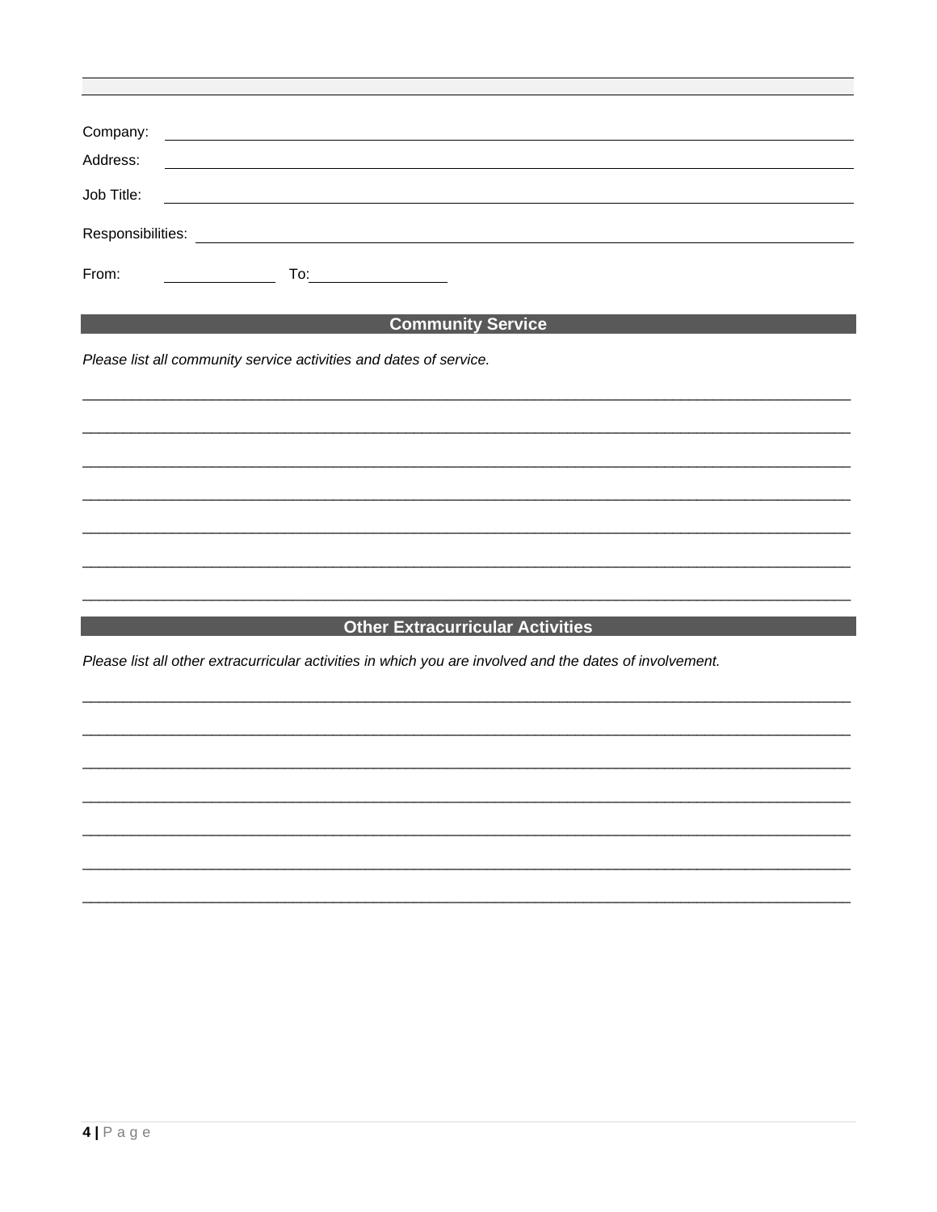Company: \_\_\_\_\_\_\_\_\_\_\_\_\_\_\_\_\_\_\_\_\_\_\_\_\_\_\_\_\_\_\_\_\_\_\_\_\_\_\_\_

Address: \_\_\_\_\_\_\_\_\_\_\_\_\_\_\_\_\_\_\_\_\_\_\_\_\_\_\_\_\_\_\_\_\_\_\_\_\_\_\_\_

Job Title: \_\_\_\_\_\_\_\_\_\_\_\_\_\_\_\_\_\_\_\_\_\_\_\_\_\_\_\_\_\_\_\_\_\_\_\_\_\_\_\_

Responsibilities: \_\_\_\_\_\_\_\_\_\_\_\_\_\_\_\_\_\_\_\_\_\_\_\_\_\_\_\_\_\_\_\_\_\_\_\_\_\_\_\_

From: \_\_\_\_\_\_\_\_\_\_\_\_ To: \_\_\_\_\_\_\_\_\_\_\_\_

## Community Service

*Please list all community service activities and dates of service.*

\_\_\_\_\_\_\_\_\_\_\_\_\_\_\_\_\_\_\_\_\_\_\_\_\_\_\_\_\_\_\_\_\_\_\_\_\_\_\_\_\_\_\_\_\_\_\_\_\_\_\_\_\_\_\_\_\_\_\_\_\_\_\_\_\_\_\_\_\_\_\_\_\_\_\_\_

\_\_\_\_\_\_\_\_\_\_\_\_\_\_\_\_\_\_\_\_\_\_\_\_\_\_\_\_\_\_\_\_\_\_\_\_\_\_\_\_\_\_\_\_\_\_\_\_\_\_\_\_\_\_\_\_\_\_\_\_\_\_\_\_\_\_\_\_\_\_\_\_\_\_\_\_

\_\_\_\_\_\_\_\_\_\_\_\_\_\_\_\_\_\_\_\_\_\_\_\_\_\_\_\_\_\_\_\_\_\_\_\_\_\_\_\_\_\_\_\_\_\_\_\_\_\_\_\_\_\_\_\_\_\_\_\_\_\_\_\_\_\_\_\_\_\_\_\_\_\_\_\_

\_\_\_\_\_\_\_\_\_\_\_\_\_\_\_\_\_\_\_\_\_\_\_\_\_\_\_\_\_\_\_\_\_\_\_\_\_\_\_\_\_\_\_\_\_\_\_\_\_\_\_\_\_\_\_\_\_\_\_\_\_\_\_\_\_\_\_\_\_\_\_\_\_\_\_\_

\_\_\_\_\_\_\_\_\_\_\_\_\_\_\_\_\_\_\_\_\_\_\_\_\_\_\_\_\_\_\_\_\_\_\_\_\_\_\_\_\_\_\_\_\_\_\_\_\_\_\_\_\_\_\_\_\_\_\_\_\_\_\_\_\_\_\_\_\_\_\_\_\_\_\_\_

\_\_\_\_\_\_\_\_\_\_\_\_\_\_\_\_\_\_\_\_\_\_\_\_\_\_\_\_\_\_\_\_\_\_\_\_\_\_\_\_\_\_\_\_\_\_\_\_\_\_\_\_\_\_\_\_\_\_\_\_\_\_\_\_\_\_\_\_\_\_\_\_\_\_\_\_

\_\_\_\_\_\_\_\_\_\_\_\_\_\_\_\_\_\_\_\_\_\_\_\_\_\_\_\_\_\_\_\_\_\_\_\_\_\_\_\_\_\_\_\_\_\_\_\_\_\_\_\_\_\_\_\_\_\_\_\_\_\_\_\_\_\_\_\_\_\_\_\_\_\_\_\_

## Other Extracurricular Activities

*Please list all other extracurricular activities in which you are involved and the dates of involvement.*

\_\_\_\_\_\_\_\_\_\_\_\_\_\_\_\_\_\_\_\_\_\_\_\_\_\_\_\_\_\_\_\_\_\_\_\_\_\_\_\_\_\_\_\_\_\_\_\_\_\_\_\_\_\_\_\_\_\_\_\_\_\_\_\_\_\_\_\_\_\_\_\_\_\_\_\_

\_\_\_\_\_\_\_\_\_\_\_\_\_\_\_\_\_\_\_\_\_\_\_\_\_\_\_\_\_\_\_\_\_\_\_\_\_\_\_\_\_\_\_\_\_\_\_\_\_\_\_\_\_\_\_\_\_\_\_\_\_\_\_\_\_\_\_\_\_\_\_\_\_\_\_\_

\_\_\_\_\_\_\_\_\_\_\_\_\_\_\_\_\_\_\_\_\_\_\_\_\_\_\_\_\_\_\_\_\_\_\_\_\_\_\_\_\_\_\_\_\_\_\_\_\_\_\_\_\_\_\_\_\_\_\_\_\_\_\_\_\_\_\_\_\_\_\_\_\_\_\_\_

\_\_\_\_\_\_\_\_\_\_\_\_\_\_\_\_\_\_\_\_\_\_\_\_\_\_\_\_\_\_\_\_\_\_\_\_\_\_\_\_\_\_\_\_\_\_\_\_\_\_\_\_\_\_\_\_\_\_\_\_\_\_\_\_\_\_\_\_\_\_\_\_\_\_\_\_

\_\_\_\_\_\_\_\_\_\_\_\_\_\_\_\_\_\_\_\_\_\_\_\_\_\_\_\_\_\_\_\_\_\_\_\_\_\_\_\_\_\_\_\_\_\_\_\_\_\_\_\_\_\_\_\_\_\_\_\_\_\_\_\_\_\_\_\_\_\_\_\_\_\_\_\_

\_\_\_\_\_\_\_\_\_\_\_\_\_\_\_\_\_\_\_\_\_\_\_\_\_\_\_\_\_\_\_\_\_\_\_\_\_\_\_\_\_\_\_\_\_\_\_\_\_\_\_\_\_\_\_\_\_\_\_\_\_\_\_\_\_\_\_\_\_\_\_\_\_\_\_\_

\_\_\_\_\_\_\_\_\_\_\_\_\_\_\_\_\_\_\_\_\_\_\_\_\_\_\_\_\_\_\_\_\_\_\_\_\_\_\_\_\_\_\_\_\_\_\_\_\_\_\_\_\_\_\_\_\_\_\_\_\_\_\_\_\_\_\_\_\_\_\_\_\_\_\_\_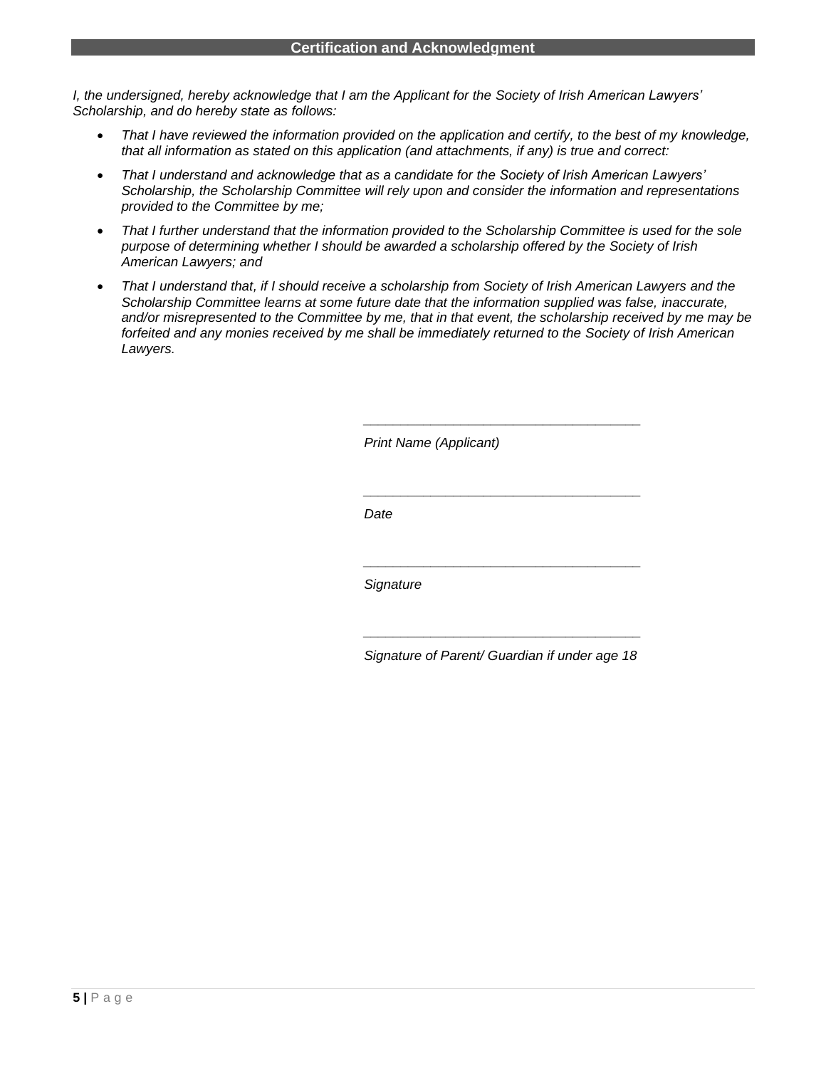## Certification and Acknowledgment

*I, the undersigned, hereby acknowledge that I am the Applicant for the Society of Irish American Lawyers' Scholarship, and do hereby state as follows:*

- *That I have reviewed the information provided on the application and certify, to the best of my knowledge, that all information as stated on this application (and attachments, if any) is true and correct:*
- *That I understand and acknowledge that as a candidate for the Society of Irish American Lawyers' Scholarship, the Scholarship Committee will rely upon and consider the information and representations provided to the Committee by me;*
- *That I further understand that the information provided to the Scholarship Committee is used for the sole purpose of determining whether I should be awarded a scholarship offered by the Society of Irish American Lawyers; and*
- *That I understand that, if I should receive a scholarship from Society of Irish American Lawyers and the Scholarship Committee learns at some future date that the information supplied was false, inaccurate, and/or misrepresented to the Committee by me, that in that event, the scholarship received by me may be forfeited and any monies received by me shall be immediately returned to the Society of Irish American Lawyers.*

____________________________________

*Print Name (Applicant)*

____________________________________

*Date*

____________________________________

*Signature*

____________________________________

*Signature of Parent/ Guardian if under age 18*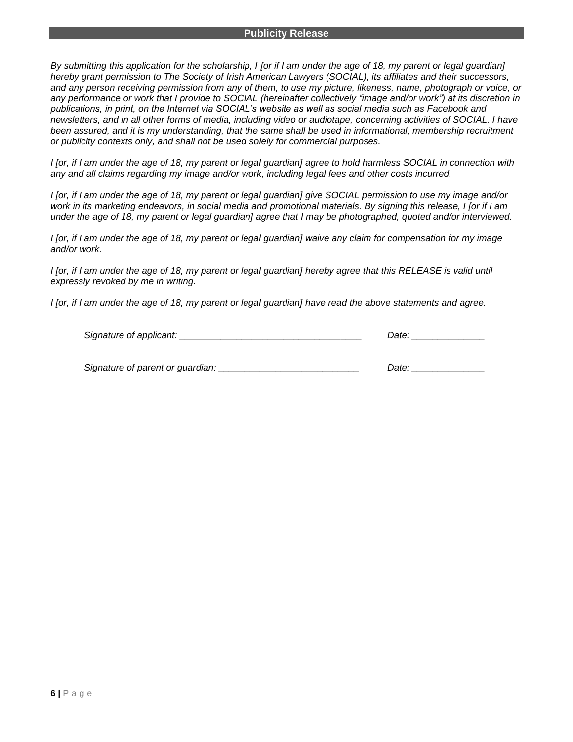## Publicity Release

*By submitting this application for the scholarship, I [or if I am under the age of 18, my parent or legal guardian] hereby grant permission to The Society of Irish American Lawyers (SOCIAL), its affiliates and their successors, and any person receiving permission from any of them, to use my picture, likeness, name, photograph or voice, or any performance or work that I provide to SOCIAL (hereinafter collectively "image and/or work") at its discretion in publications, in print, on the Internet via SOCIAL's website as well as social media such as Facebook and newsletters, and in all other forms of media, including video or audiotape, concerning activities of SOCIAL. I have been assured, and it is my understanding, that the same shall be used in informational, membership recruitment or publicity contexts only, and shall not be used solely for commercial purposes.*

*I [or, if I am under the age of 18, my parent or legal guardian] agree to hold harmless SOCIAL in connection with any and all claims regarding my image and/or work, including legal fees and other costs incurred.*

*I [or, if I am under the age of 18, my parent or legal guardian] give SOCIAL permission to use my image and/or work in its marketing endeavors, in social media and promotional materials. By signing this release, I [or if I am under the age of 18, my parent or legal guardian] agree that I may be photographed, quoted and/or interviewed.*

*I [or, if I am under the age of 18, my parent or legal guardian] waive any claim for compensation for my image and/or work.*

*I [or, if I am under the age of 18, my parent or legal guardian] hereby agree that this RELEASE is valid until expressly revoked by me in writing.*

*I [or, if I am under the age of 18, my parent or legal guardian] have read the above statements and agree.*

*Signature of applicant:* ___________________________________ *Date:* ______________

*Signature of parent or guardian:* ___________________________ *Date:* ______________